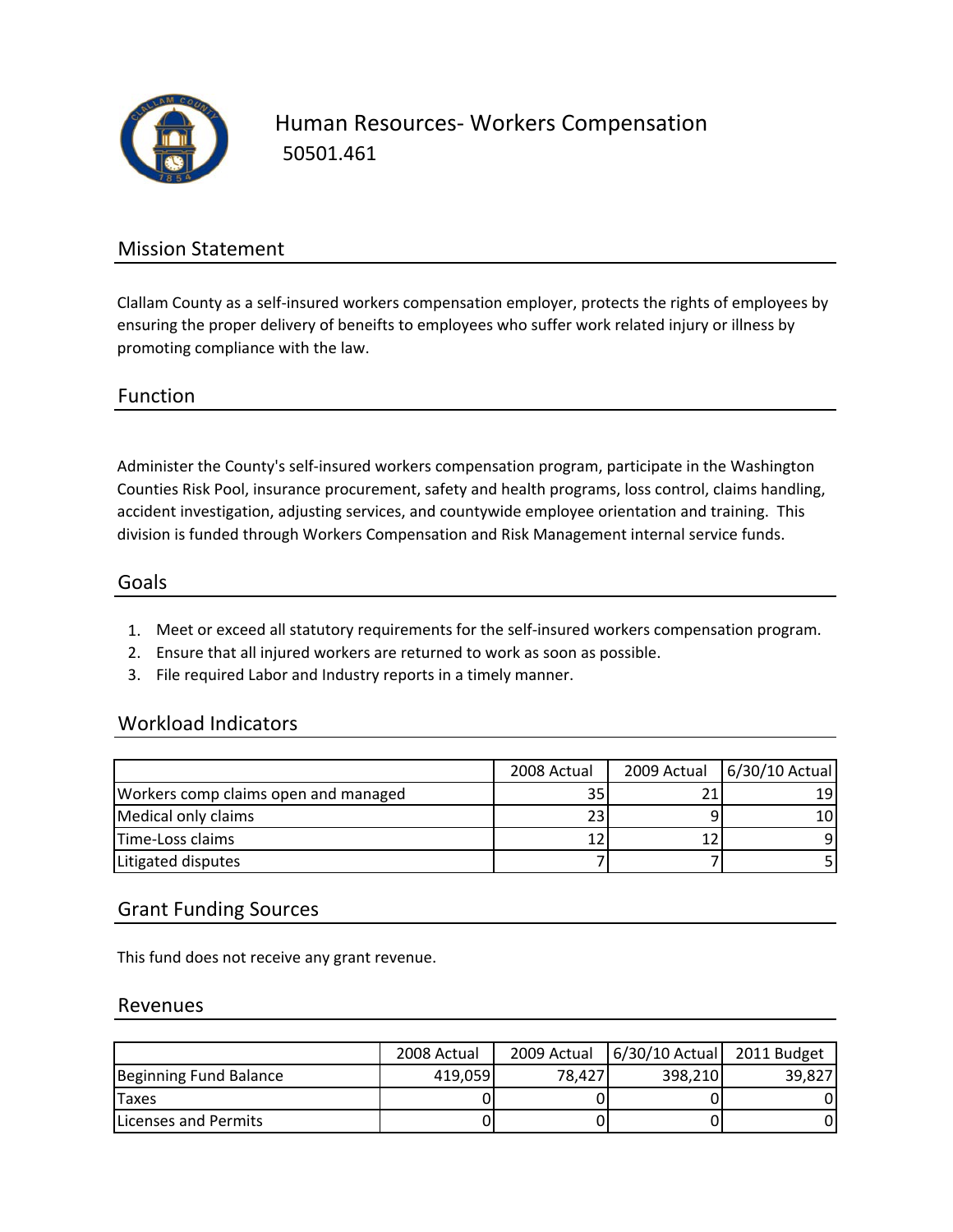# Human Resources- Workers Compensation

50501.461

## Mission Statement

Clallam County as a self-insured workers compensation employer, protects the rights of employees by ensuring the proper delivery of beneifts to employees who suffer work related injury or illness by promoting compliance with the law.

## Function

Administer the County's self-insured workers compensation program, participate in the Washington Counties Risk Pool, insurance procurement, safety and health programs, loss control, claims handling, accident investigation, adjusting services, and countywide employee orientation and training. This division is funded through Workers Compensation and Risk Management internal service funds.

## Goals

1. Meet or exceed all statutory requirements for the self-insured workers compensation program.
2. Ensure that all injured workers are returned to work as soon as possible.
3. File required Labor and Industry reports in a timely manner.

## Workload Indicators

| | 2008 Actual | 2009 Actual | 6/30/10 Actual |
|---|---|---|---|
| Workers comp claims open and managed | 35 | 21 | 19 |
| Medical only claims | 23 | 9 | 10 |
| Time-Loss claims | 12 | 12 | 9 |
| Litigated disputes | 7 | 7 | 5 |

## Grant Funding Sources

This fund does not receive any grant revenue.

## Revenues

| | 2008 Actual | 2009 Actual | 6/30/10 Actual | 2011 Budget |
|---|---|---|---|---|
| Beginning Fund Balance | 419,059 | 78,427 | 398,210 | 39,827 |
| Taxes | 0 | 0 | 0 | 0 |
| Licenses and Permits | 0 | 0 | 0 | 0 |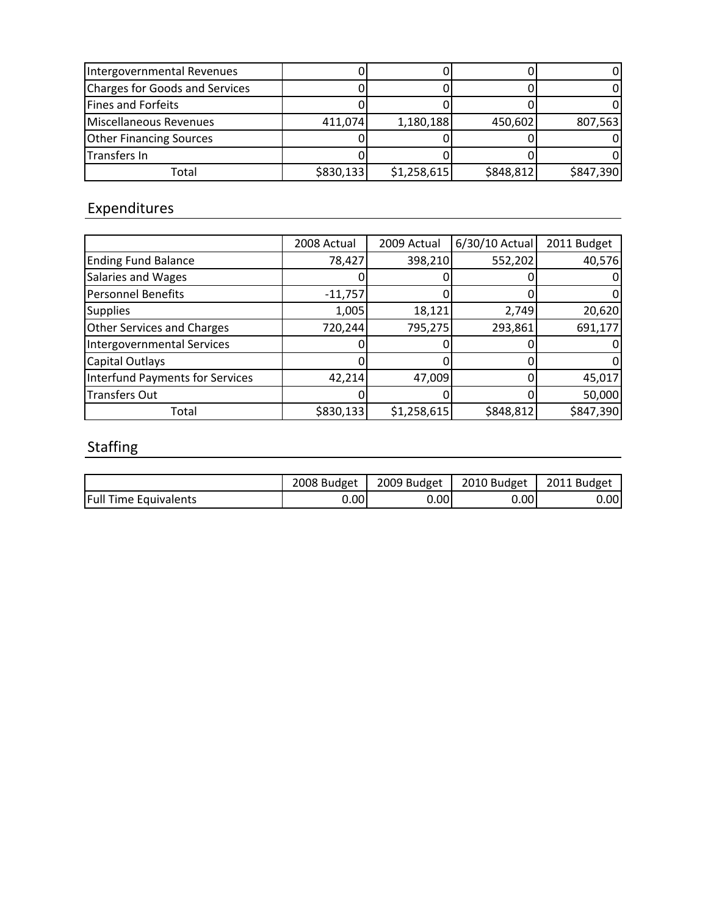| | | | | |
|---|---|---|---|---|
| Intergovernmental Revenues | 0 | 0 | 0 | 0 |
| Charges for Goods and Services | 0 | 0 | 0 | 0 |
| Fines and Forfeits | 0 | 0 | 0 | 0 |
| Miscellaneous Revenues | 411,074 | 1,180,188 | 450,602 | 807,563 |
| Other Financing Sources | 0 | 0 | 0 | 0 |
| Transfers In | 0 | 0 | 0 | 0 |
| Total | $830,133 | $1,258,615 | $848,812 | $847,390 |

## Expenditures

| | 2008 Actual | 2009 Actual | 6/30/10 Actual | 2011 Budget |
|---|---|---|---|---|
| Ending Fund Balance | 78,427 | 398,210 | 552,202 | 40,576 |
| Salaries and Wages | 0 | 0 | 0 | 0 |
| Personnel Benefits | -11,757 | 0 | 0 | 0 |
| Supplies | 1,005 | 18,121 | 2,749 | 20,620 |
| Other Services and Charges | 720,244 | 795,275 | 293,861 | 691,177 |
| Intergovernmental Services | 0 | 0 | 0 | 0 |
| Capital Outlays | 0 | 0 | 0 | 0 |
| Interfund Payments for Services | 42,214 | 47,009 | 0 | 45,017 |
| Transfers Out | 0 | 0 | 0 | 50,000 |
| Total | $830,133 | $1,258,615 | $848,812 | $847,390 |

## Staffing

| | 2008 Budget | 2009 Budget | 2010 Budget | 2011 Budget |
|---|---|---|---|---|
| Full Time Equivalents | 0.00 | 0.00 | 0.00 | 0.00 |